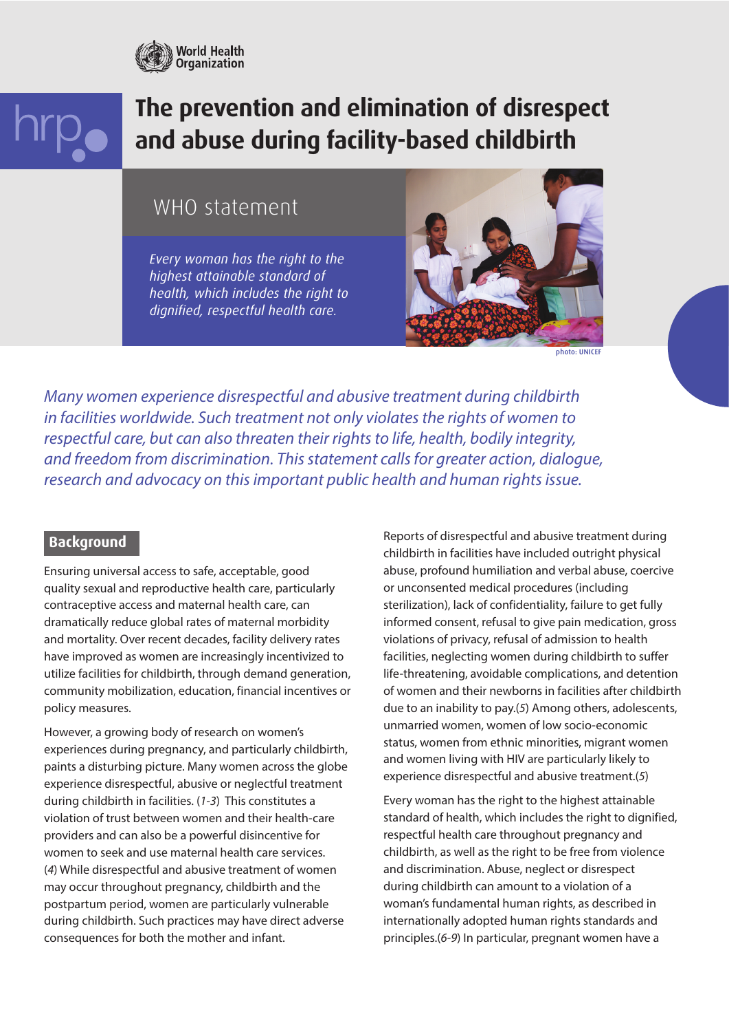World Health Organization

hrp

# The prevention and elimination of disrespect and abuse during facility-based childbirth

## WHO statement

*Every woman has the right to the highest attainable standard of health, which includes the right to dignified, respectful health care.*

photo: UNICEF

*Many women experience disrespectful and abusive treatment during childbirth in facilities worldwide. Such treatment not only violates the rights of women to respectful care, but can also threaten their rights to life, health, bodily integrity, and freedom from discrimination. This statement calls for greater action, dialogue, research and advocacy on this important public health and human rights issue.*

## Background

Ensuring universal access to safe, acceptable, good quality sexual and reproductive health care, particularly contraceptive access and maternal health care, can dramatically reduce global rates of maternal morbidity and mortality. Over recent decades, facility delivery rates have improved as women are increasingly incentivized to utilize facilities for childbirth, through demand generation, community mobilization, education, financial incentives or policy measures.

However, a growing body of research on women's experiences during pregnancy, and particularly childbirth, paints a disturbing picture. Many women across the globe experience disrespectful, abusive or neglectful treatment during childbirth in facilities. (*1-3*) This constitutes a violation of trust between women and their health-care providers and can also be a powerful disincentive for women to seek and use maternal health care services. (*4*) While disrespectful and abusive treatment of women may occur throughout pregnancy, childbirth and the postpartum period, women are particularly vulnerable during childbirth. Such practices may have direct adverse consequences for both the mother and infant.

Reports of disrespectful and abusive treatment during childbirth in facilities have included outright physical abuse, profound humiliation and verbal abuse, coercive or unconsented medical procedures (including sterilization), lack of confidentiality, failure to get fully informed consent, refusal to give pain medication, gross violations of privacy, refusal of admission to health facilities, neglecting women during childbirth to suffer life-threatening, avoidable complications, and detention of women and their newborns in facilities after childbirth due to an inability to pay.(*5*) Among others, adolescents, unmarried women, women of low socio-economic status, women from ethnic minorities, migrant women and women living with HIV are particularly likely to experience disrespectful and abusive treatment.(*5*)

Every woman has the right to the highest attainable standard of health, which includes the right to dignified, respectful health care throughout pregnancy and childbirth, as well as the right to be free from violence and discrimination. Abuse, neglect or disrespect during childbirth can amount to a violation of a woman's fundamental human rights, as described in internationally adopted human rights standards and principles.(*6-9*) In particular, pregnant women have a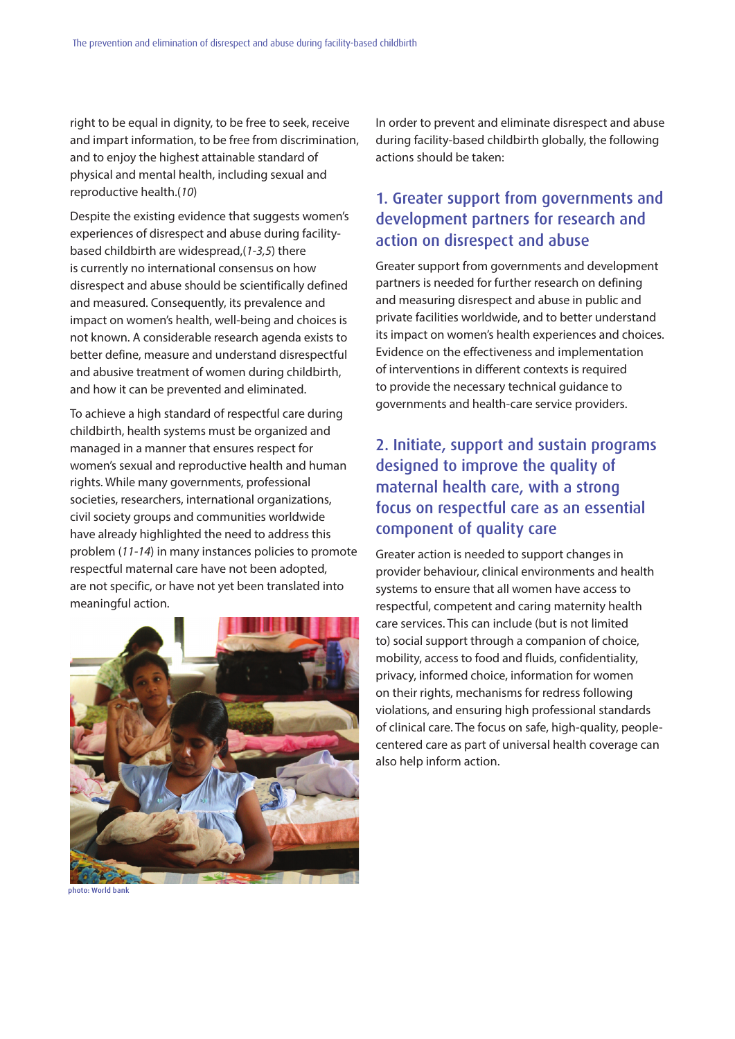right to be equal in dignity, to be free to seek, receive and impart information, to be free from discrimination, and to enjoy the highest attainable standard of physical and mental health, including sexual and reproductive health.(*10*)

Despite the existing evidence that suggests women's experiences of disrespect and abuse during facility-based childbirth are widespread,(*1-3,5*) there is currently no international consensus on how disrespect and abuse should be scientifically defined and measured. Consequently, its prevalence and impact on women's health, well-being and choices is not known. A considerable research agenda exists to better define, measure and understand disrespectful and abusive treatment of women during childbirth, and how it can be prevented and eliminated.

To achieve a high standard of respectful care during childbirth, health systems must be organized and managed in a manner that ensures respect for women's sexual and reproductive health and human rights. While many governments, professional societies, researchers, international organizations, civil society groups and communities worldwide have already highlighted the need to address this problem (*11-14*) in many instances policies to promote respectful maternal care have not been adopted, are not specific, or have not yet been translated into meaningful action.

photo: World bank

In order to prevent and eliminate disrespect and abuse during facility-based childbirth globally, the following actions should be taken:

## 1. Greater support from governments and development partners for research and action on disrespect and abuse

Greater support from governments and development partners is needed for further research on defining and measuring disrespect and abuse in public and private facilities worldwide, and to better understand its impact on women's health experiences and choices. Evidence on the effectiveness and implementation of interventions in different contexts is required to provide the necessary technical guidance to governments and health-care service providers.

## 2. Initiate, support and sustain programs designed to improve the quality of maternal health care, with a strong focus on respectful care as an essential component of quality care

Greater action is needed to support changes in provider behaviour, clinical environments and health systems to ensure that all women have access to respectful, competent and caring maternity health care services. This can include (but is not limited to) social support through a companion of choice, mobility, access to food and fluids, confidentiality, privacy, informed choice, information for women on their rights, mechanisms for redress following violations, and ensuring high professional standards of clinical care. The focus on safe, high-quality, people-centered care as part of universal health coverage can also help inform action.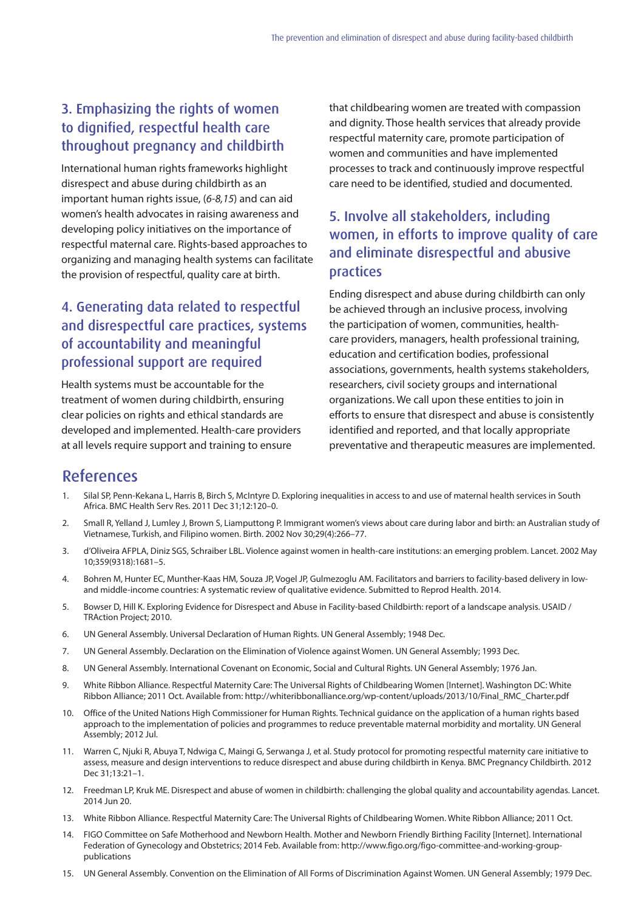## 3. Emphasizing the rights of women to dignified, respectful health care throughout pregnancy and childbirth

International human rights frameworks highlight disrespect and abuse during childbirth as an important human rights issue, (*6-8,15*) and can aid women's health advocates in raising awareness and developing policy initiatives on the importance of respectful maternal care. Rights-based approaches to organizing and managing health systems can facilitate the provision of respectful, quality care at birth.

## 4. Generating data related to respectful and disrespectful care practices, systems of accountability and meaningful professional support are required

Health systems must be accountable for the treatment of women during childbirth, ensuring clear policies on rights and ethical standards are developed and implemented. Health-care providers at all levels require support and training to ensure that childbearing women are treated with compassion and dignity. Those health services that already provide respectful maternity care, promote participation of women and communities and have implemented processes to track and continuously improve respectful care need to be identified, studied and documented.

## 5. Involve all stakeholders, including women, in efforts to improve quality of care and eliminate disrespectful and abusive practices

Ending disrespect and abuse during childbirth can only be achieved through an inclusive process, involving the participation of women, communities, health-care providers, managers, health professional training, education and certification bodies, professional associations, governments, health systems stakeholders, researchers, civil society groups and international organizations. We call upon these entities to join in efforts to ensure that disrespect and abuse is consistently identified and reported, and that locally appropriate preventative and therapeutic measures are implemented.

# References

1. Silal SP, Penn-Kekana L, Harris B, Birch S, McIntyre D. Exploring inequalities in access to and use of maternal health services in South Africa. BMC Health Serv Res. 2011 Dec 31;12:120–0.
2. Small R, Yelland J, Lumley J, Brown S, Liamputtong P. Immigrant women's views about care during labor and birth: an Australian study of Vietnamese, Turkish, and Filipino women. Birth. 2002 Nov 30;29(4):266–77.
3. d'Oliveira AFPLA, Diniz SGS, Schraiber LBL. Violence against women in health-care institutions: an emerging problem. Lancet. 2002 May 10;359(9318):1681–5.
4. Bohren M, Hunter EC, Munther-Kaas HM, Souza JP, Vogel JP, Gulmezoglu AM. Facilitators and barriers to facility-based delivery in low- and middle-income countries: A systematic review of qualitative evidence. Submitted to Reprod Health. 2014.
5. Bowser D, Hill K. Exploring Evidence for Disrespect and Abuse in Facility-based Childbirth: report of a landscape analysis. USAID / TRAction Project; 2010.
6. UN General Assembly. Universal Declaration of Human Rights. UN General Assembly; 1948 Dec.
7. UN General Assembly. Declaration on the Elimination of Violence against Women. UN General Assembly; 1993 Dec.
8. UN General Assembly. International Covenant on Economic, Social and Cultural Rights. UN General Assembly; 1976 Jan.
9. White Ribbon Alliance. Respectful Maternity Care: The Universal Rights of Childbearing Women [Internet]. Washington DC: White Ribbon Alliance; 2011 Oct. Available from: http://whiteribbonalliance.org/wp-content/uploads/2013/10/Final_RMC_Charter.pdf
10. Office of the United Nations High Commissioner for Human Rights. Technical guidance on the application of a human rights based approach to the implementation of policies and programmes to reduce preventable maternal morbidity and mortality. UN General Assembly; 2012 Jul.
11. Warren C, Njuki R, Abuya T, Ndwiga C, Maingi G, Serwanga J, et al. Study protocol for promoting respectful maternity care initiative to assess, measure and design interventions to reduce disrespect and abuse during childbirth in Kenya. BMC Pregnancy Childbirth. 2012 Dec 31;13:21–1.
12. Freedman LP, Kruk ME. Disrespect and abuse of women in childbirth: challenging the global quality and accountability agendas. Lancet. 2014 Jun 20.
13. White Ribbon Alliance. Respectful Maternity Care: The Universal Rights of Childbearing Women. White Ribbon Alliance; 2011 Oct.
14. FIGO Committee on Safe Motherhood and Newborn Health. Mother and Newborn Friendly Birthing Facility [Internet]. International Federation of Gynecology and Obstetrics; 2014 Feb. Available from: http://www.figo.org/figo-committee-and-working-group-publications
15. UN General Assembly. Convention on the Elimination of All Forms of Discrimination Against Women. UN General Assembly; 1979 Dec.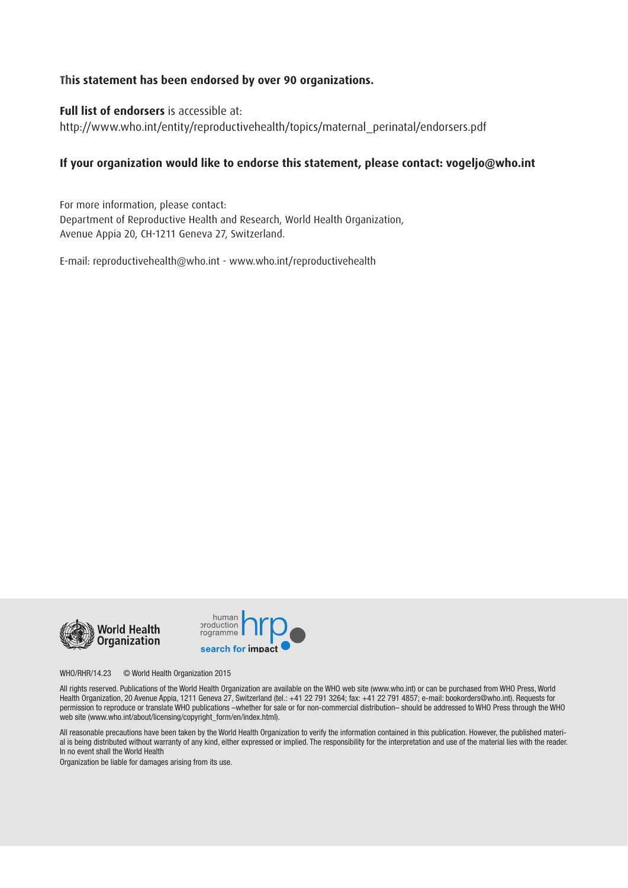**This statement has been endorsed by over 90 organizations.**

**Full list of endorsers** is accessible at:
http://www.who.int/entity/reproductivehealth/topics/maternal_perinatal/endorsers.pdf

**If your organization would like to endorse this statement, please contact: vogeljo@who.int**

For more information, please contact:
Department of Reproductive Health and Research, World Health Organization,
Avenue Appia 20, CH-1211 Geneva 27, Switzerland.

E-mail: reproductivehealth@who.int - www.who.int/reproductivehealth

World Health Organization

human reproduction programme hrp

search for impact

WHO/RHR/14.23 © World Health Organization 2015

All rights reserved. Publications of the World Health Organization are available on the WHO web site (www.who.int) or can be purchased from WHO Press, World Health Organization, 20 Avenue Appia, 1211 Geneva 27, Switzerland (tel.: +41 22 791 3264; fax: +41 22 791 4857; e-mail: bookorders@who.int). Requests for permission to reproduce or translate WHO publications –whether for sale or for non-commercial distribution– should be addressed to WHO Press through the WHO web site (www.who.int/about/licensing/copyright_form/en/index.html).

All reasonable precautions have been taken by the World Health Organization to verify the information contained in this publication. However, the published material is being distributed without warranty of any kind, either expressed or implied. The responsibility for the interpretation and use of the material lies with the reader. In no event shall the World Health
Organization be liable for damages arising from its use.